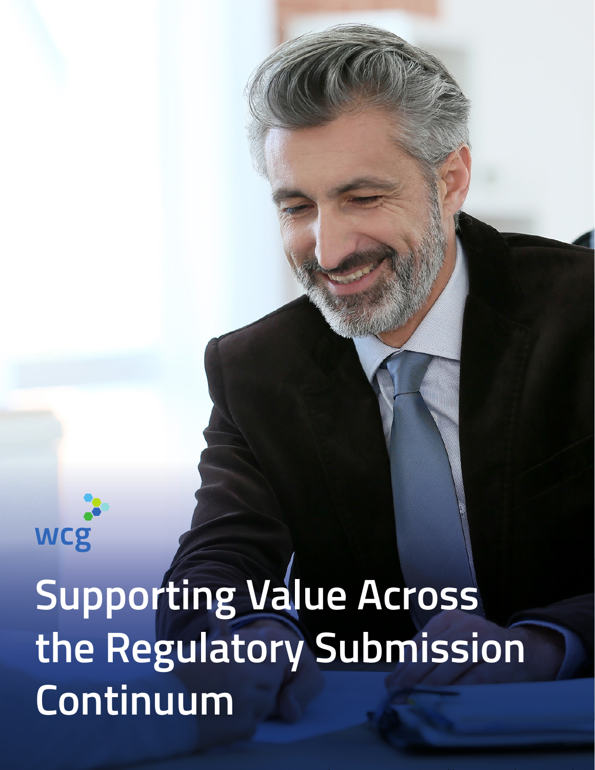wcg

# Supporting Value Across the Regulatory Submission Continuum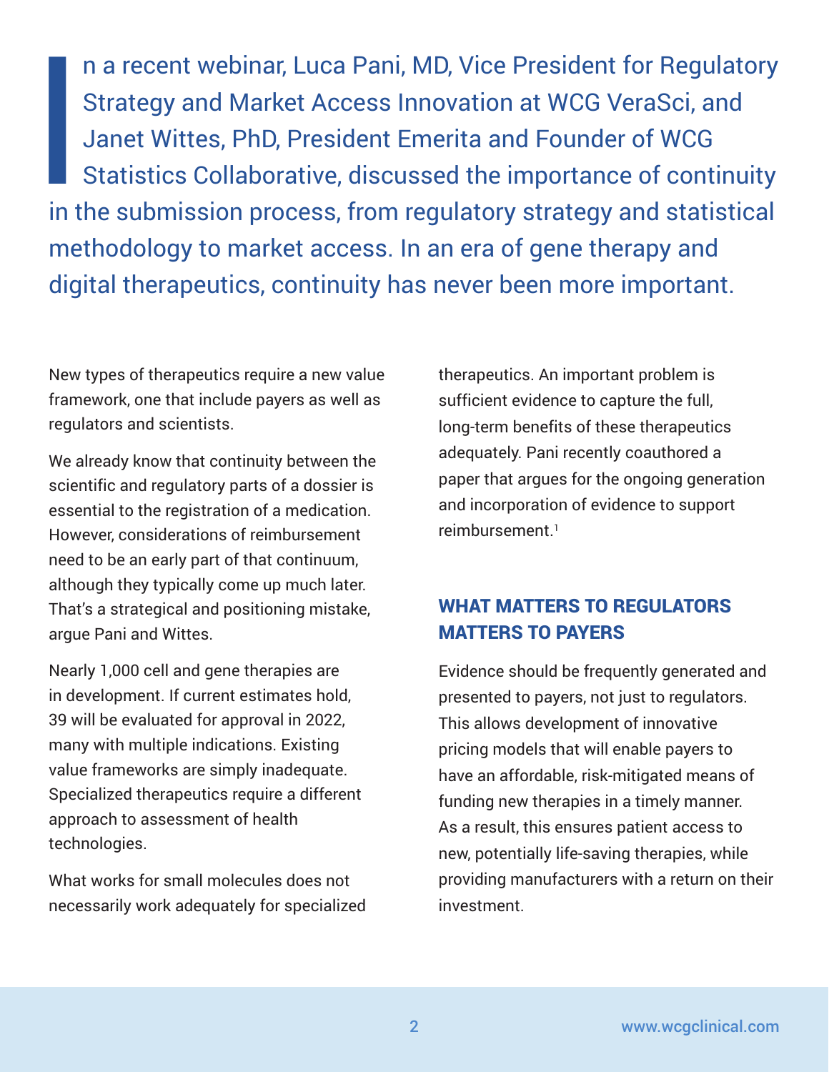In a recent webinar, Luca Pani, MD, Vice President for Regulatory Strategy and Market Access Innovation at WCG VeraSci, and Janet Wittes, PhD, President Emerita and Founder of WCG Statistics Collaborative, discussed the importance of continuity in the submission process, from regulatory strategy and statistical methodology to market access. In an era of gene therapy and digital therapeutics, continuity has never been more important.

New types of therapeutics require a new value framework, one that include payers as well as regulators and scientists.

We already know that continuity between the scientific and regulatory parts of a dossier is essential to the registration of a medication. However, considerations of reimbursement need to be an early part of that continuum, although they typically come up much later. That's a strategical and positioning mistake, argue Pani and Wittes.

Nearly 1,000 cell and gene therapies are in development. If current estimates hold, 39 will be evaluated for approval in 2022, many with multiple indications. Existing value frameworks are simply inadequate. Specialized therapeutics require a different approach to assessment of health technologies.

What works for small molecules does not necessarily work adequately for specialized therapeutics. An important problem is sufficient evidence to capture the full, long-term benefits of these therapeutics adequately. Pani recently coauthored a paper that argues for the ongoing generation and incorporation of evidence to support reimbursement.[1]

## WHAT MATTERS TO REGULATORS MATTERS TO PAYERS

Evidence should be frequently generated and presented to payers, not just to regulators. This allows development of innovative pricing models that will enable payers to have an affordable, risk-mitigated means of funding new therapies in a timely manner. As a result, this ensures patient access to new, potentially life-saving therapies, while providing manufacturers with a return on their investment.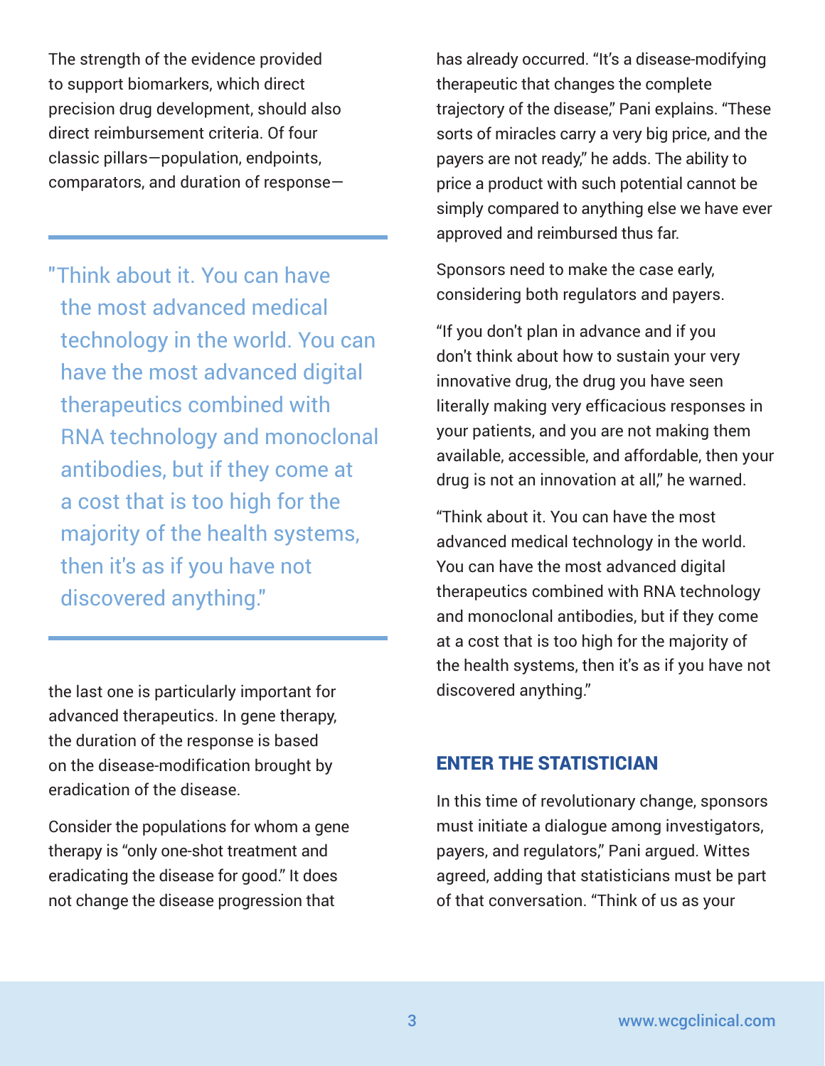The strength of the evidence provided to support biomarkers, which direct precision drug development, should also direct reimbursement criteria. Of four classic pillars—population, endpoints, comparators, and duration of response—the last one is particularly important for advanced therapeutics. In gene therapy, the duration of the response is based on the disease-modification brought by eradication of the disease.

> "Think about it. You can have the most advanced medical technology in the world. You can have the most advanced digital therapeutics combined with RNA technology and monoclonal antibodies, but if they come at a cost that is too high for the majority of the health systems, then it's as if you have not discovered anything."

Consider the populations for whom a gene therapy is "only one-shot treatment and eradicating the disease for good." It does not change the disease progression that has already occurred. "It's a disease-modifying therapeutic that changes the complete trajectory of the disease," Pani explains. "These sorts of miracles carry a very big price, and the payers are not ready," he adds. The ability to price a product with such potential cannot be simply compared to anything else we have ever approved and reimbursed thus far.

Sponsors need to make the case early, considering both regulators and payers.

"If you don't plan in advance and if you don't think about how to sustain your very innovative drug, the drug you have seen literally making very efficacious responses in your patients, and you are not making them available, accessible, and affordable, then your drug is not an innovation at all," he warned.

"Think about it. You can have the most advanced medical technology in the world. You can have the most advanced digital therapeutics combined with RNA technology and monoclonal antibodies, but if they come at a cost that is too high for the majority of the health systems, then it's as if you have not discovered anything."

## ENTER THE STATISTICIAN

In this time of revolutionary change, sponsors must initiate a dialogue among investigators, payers, and regulators," Pani argued. Wittes agreed, adding that statisticians must be part of that conversation. "Think of us as your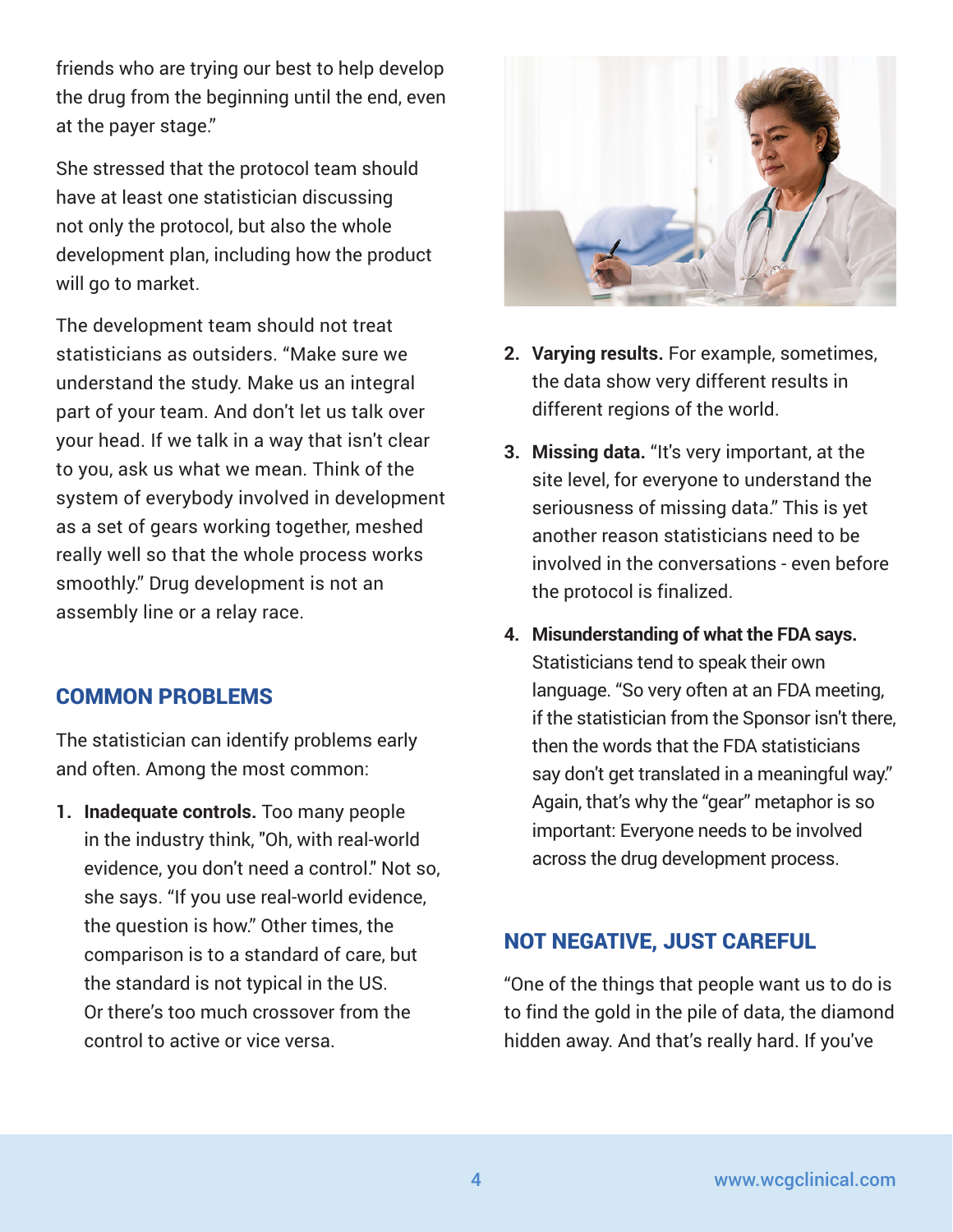friends who are trying our best to help develop the drug from the beginning until the end, even at the payer stage."

She stressed that the protocol team should have at least one statistician discussing not only the protocol, but also the whole development plan, including how the product will go to market.

The development team should not treat statisticians as outsiders. "Make sure we understand the study. Make us an integral part of your team. And don't let us talk over your head. If we talk in a way that isn't clear to you, ask us what we mean. Think of the system of everybody involved in development as a set of gears working together, meshed really well so that the whole process works smoothly." Drug development is not an assembly line or a relay race.

## COMMON PROBLEMS

The statistician can identify problems early and often. Among the most common:

1. **Inadequate controls.** Too many people in the industry think, "Oh, with real-world evidence, you don't need a control." Not so, she says. "If you use real-world evidence, the question is how." Other times, the comparison is to a standard of care, but the standard is not typical in the US. Or there's too much crossover from the control to active or vice versa.
2. **Varying results.** For example, sometimes, the data show very different results in different regions of the world.
3. **Missing data.** "It's very important, at the site level, for everyone to understand the seriousness of missing data." This is yet another reason statisticians need to be involved in the conversations - even before the protocol is finalized.
4. **Misunderstanding of what the FDA says.** Statisticians tend to speak their own language. "So very often at an FDA meeting, if the statistician from the Sponsor isn't there, then the words that the FDA statisticians say don't get translated in a meaningful way." Again, that's why the "gear" metaphor is so important: Everyone needs to be involved across the drug development process.

## NOT NEGATIVE, JUST CAREFUL

"One of the things that people want us to do is to find the gold in the pile of data, the diamond hidden away. And that's really hard. If you've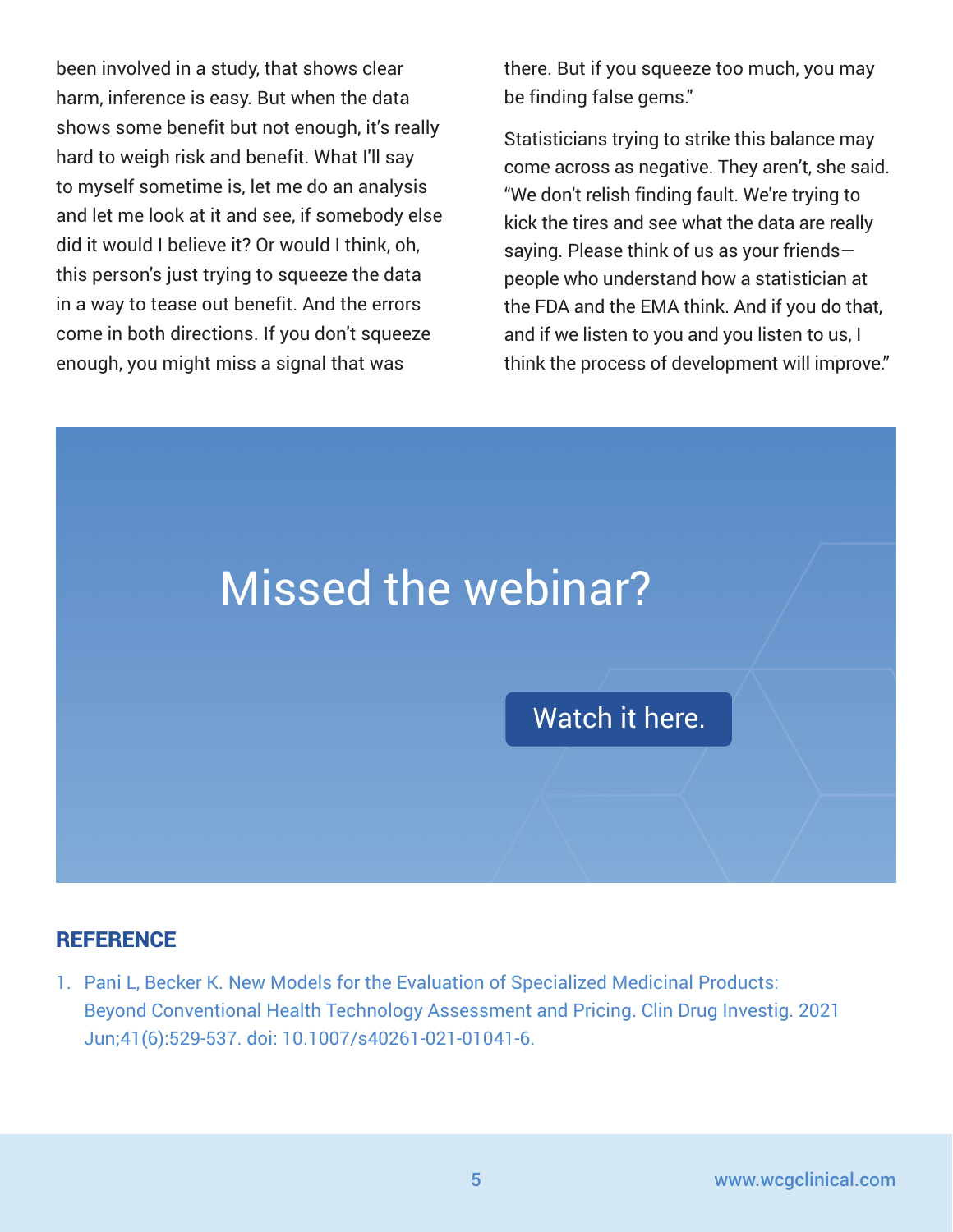been involved in a study, that shows clear harm, inference is easy. But when the data shows some benefit but not enough, it's really hard to weigh risk and benefit. What I'll say to myself sometime is, let me do an analysis and let me look at it and see, if somebody else did it would I believe it? Or would I think, oh, this person's just trying to squeeze the data in a way to tease out benefit. And the errors come in both directions. If you don't squeeze enough, you might miss a signal that was there. But if you squeeze too much, you may be finding false gems."

Statisticians trying to strike this balance may come across as negative. They aren't, she said. "We don't relish finding fault. We're trying to kick the tires and see what the data are really saying. Please think of us as your friends—people who understand how a statistician at the FDA and the EMA think. And if you do that, and if we listen to you and you listen to us, I think the process of development will improve."

## Missed the webinar?

Watch it here.

## REFERENCE

1. Pani L, Becker K. New Models for the Evaluation of Specialized Medicinal Products: Beyond Conventional Health Technology Assessment and Pricing. Clin Drug Investig. 2021 Jun;41(6):529-537. doi: 10.1007/s40261-021-01041-6.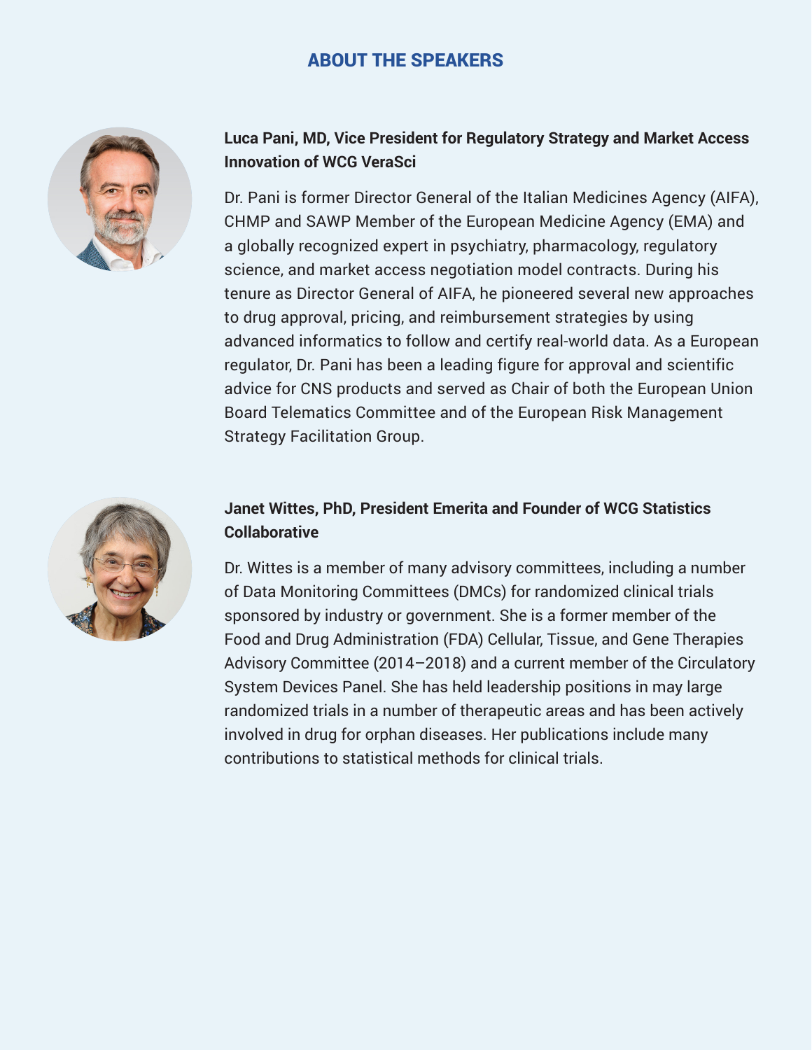## ABOUT THE SPEAKERS

**Luca Pani, MD, Vice President for Regulatory Strategy and Market Access Innovation of WCG VeraSci**

Dr. Pani is former Director General of the Italian Medicines Agency (AIFA), CHMP and SAWP Member of the European Medicine Agency (EMA) and a globally recognized expert in psychiatry, pharmacology, regulatory science, and market access negotiation model contracts. During his tenure as Director General of AIFA, he pioneered several new approaches to drug approval, pricing, and reimbursement strategies by using advanced informatics to follow and certify real-world data. As a European regulator, Dr. Pani has been a leading figure for approval and scientific advice for CNS products and served as Chair of both the European Union Board Telematics Committee and of the European Risk Management Strategy Facilitation Group.

**Janet Wittes, PhD, President Emerita and Founder of WCG Statistics Collaborative**

Dr. Wittes is a member of many advisory committees, including a number of Data Monitoring Committees (DMCs) for randomized clinical trials sponsored by industry or government. She is a former member of the Food and Drug Administration (FDA) Cellular, Tissue, and Gene Therapies Advisory Committee (2014–2018) and a current member of the Circulatory System Devices Panel. She has held leadership positions in may large randomized trials in a number of therapeutic areas and has been actively involved in drug for orphan diseases. Her publications include many contributions to statistical methods for clinical trials.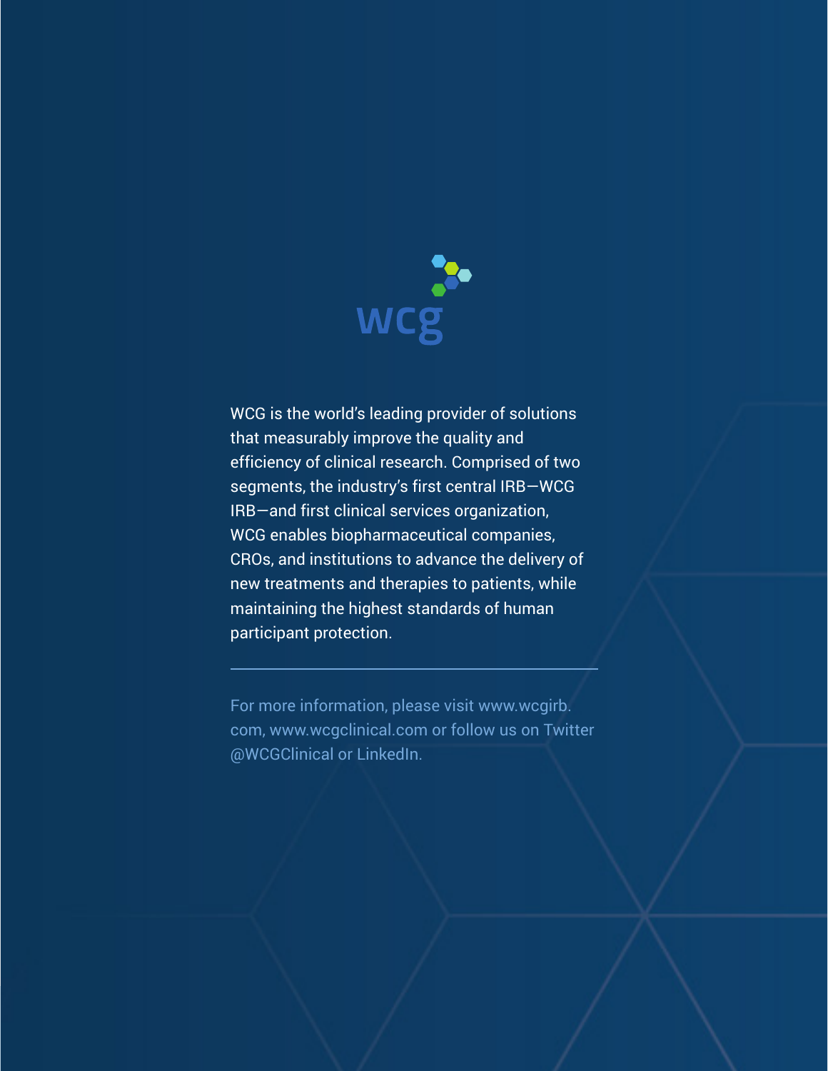wcg

WCG is the world's leading provider of solutions that measurably improve the quality and efficiency of clinical research. Comprised of two segments, the industry's first central IRB—WCG IRB—and first clinical services organization, WCG enables biopharmaceutical companies, CROs, and institutions to advance the delivery of new treatments and therapies to patients, while maintaining the highest standards of human participant protection.

---

For more information, please visit www.wcgirb.com, www.wcgclinical.com or follow us on Twitter @WCGClinical or LinkedIn.